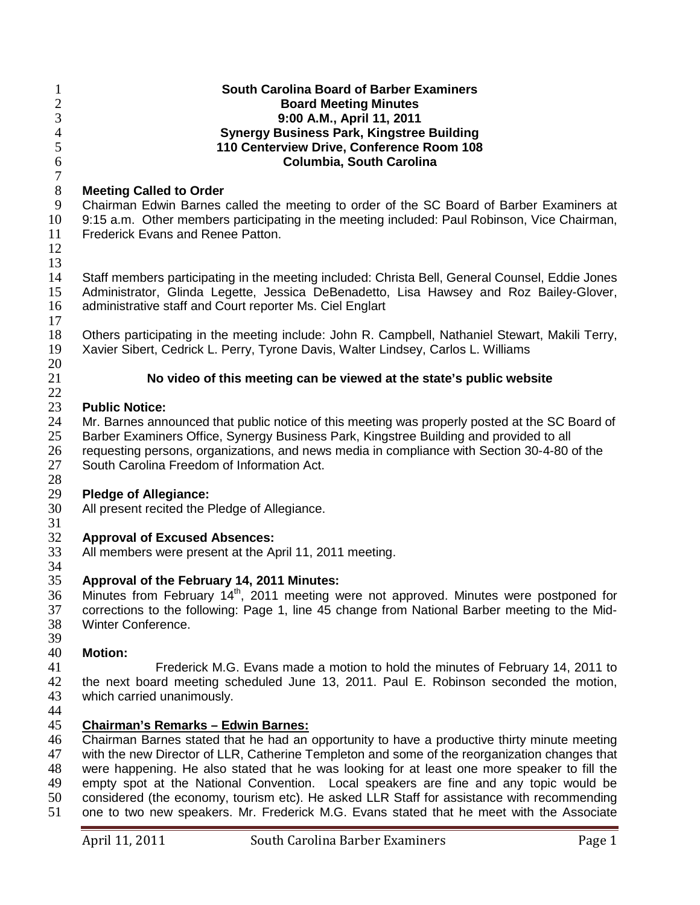**South Carolina Board of Barber Examiners**
**Board Meeting Minutes**
**9:00 A.M., April 11, 2011**
**Synergy Business Park, Kingstree Building**
**110 Centerview Drive, Conference Room 108**
**Columbia, South Carolina**

**Meeting Called to Order**

Chairman Edwin Barnes called the meeting to order of the SC Board of Barber Examiners at 9:15 a.m. Other members participating in the meeting included: Paul Robinson, Vice Chairman, Frederick Evans and Renee Patton.

Staff members participating in the meeting included: Christa Bell, General Counsel, Eddie Jones Administrator, Glinda Legette, Jessica DeBenadetto, Lisa Hawsey and Roz Bailey-Glover, administrative staff and Court reporter Ms. Ciel Englart

Others participating in the meeting include: John R. Campbell, Nathaniel Stewart, Makili Terry, Xavier Sibert, Cedrick L. Perry, Tyrone Davis, Walter Lindsey, Carlos L. Williams

**No video of this meeting can be viewed at the state's public website**

**Public Notice:**

Mr. Barnes announced that public notice of this meeting was properly posted at the SC Board of Barber Examiners Office, Synergy Business Park, Kingstree Building and provided to all requesting persons, organizations, and news media in compliance with Section 30-4-80 of the South Carolina Freedom of Information Act.

**Pledge of Allegiance:**

All present recited the Pledge of Allegiance.

**Approval of Excused Absences:**

All members were present at the April 11, 2011 meeting.

**Approval of the February 14, 2011 Minutes:**

Minutes from February 14th, 2011 meeting were not approved. Minutes were postponed for corrections to the following: Page 1, line 45 change from National Barber meeting to the Mid-Winter Conference.

**Motion:**

Frederick M.G. Evans made a motion to hold the minutes of February 14, 2011 to the next board meeting scheduled June 13, 2011. Paul E. Robinson seconded the motion, which carried unanimously.

**Chairman's Remarks – Edwin Barnes:**

Chairman Barnes stated that he had an opportunity to have a productive thirty minute meeting with the new Director of LLR, Catherine Templeton and some of the reorganization changes that were happening. He also stated that he was looking for at least one more speaker to fill the empty spot at the National Convention. Local speakers are fine and any topic would be considered (the economy, tourism etc). He asked LLR Staff for assistance with recommending one to two new speakers. Mr. Frederick M.G. Evans stated that he meet with the Associate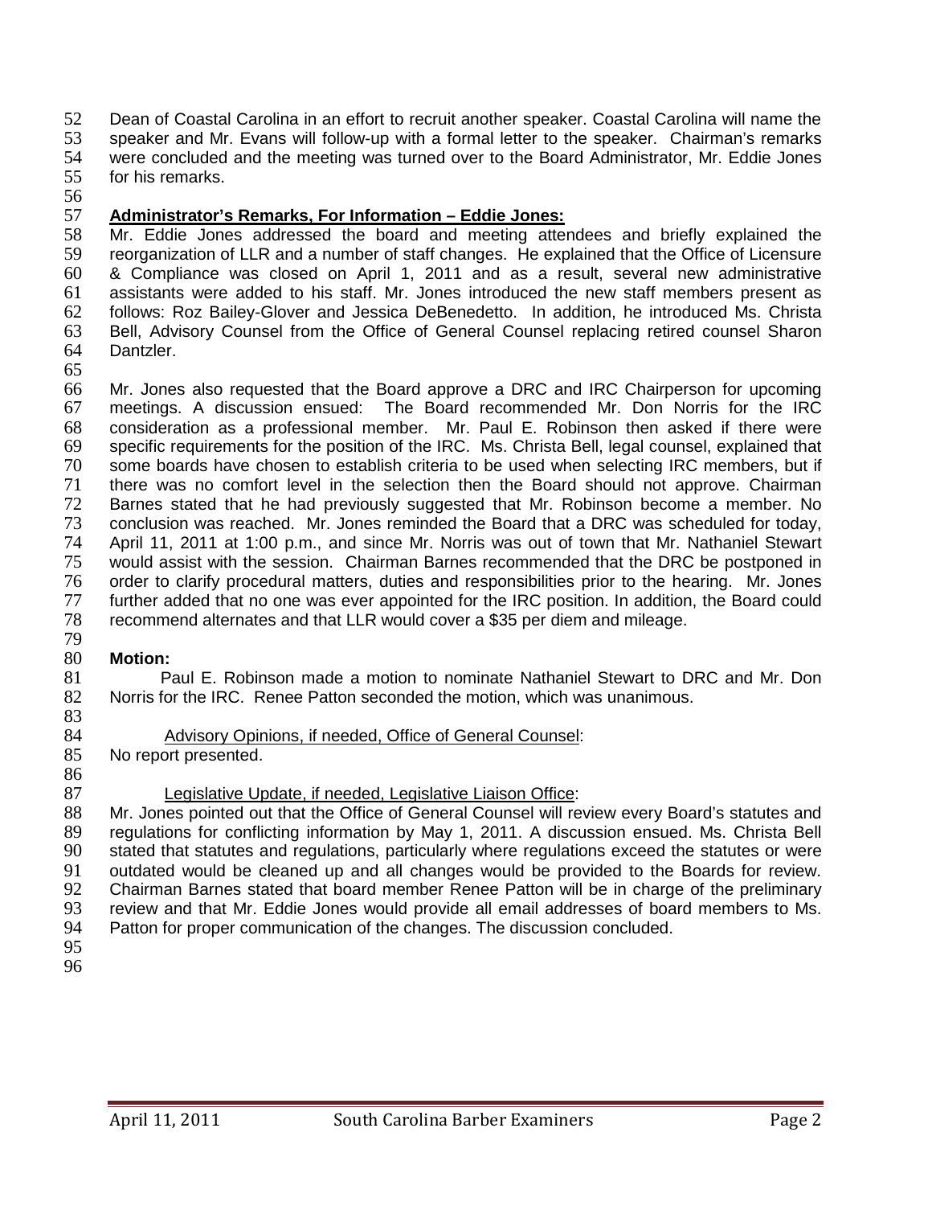Dean of Coastal Carolina in an effort to recruit another speaker. Coastal Carolina will name the speaker and Mr. Evans will follow-up with a formal letter to the speaker. Chairman's remarks were concluded and the meeting was turned over to the Board Administrator, Mr. Eddie Jones for his remarks.

**Administrator's Remarks, For Information – Eddie Jones:**

Mr. Eddie Jones addressed the board and meeting attendees and briefly explained the reorganization of LLR and a number of staff changes. He explained that the Office of Licensure & Compliance was closed on April 1, 2011 and as a result, several new administrative assistants were added to his staff. Mr. Jones introduced the new staff members present as follows: Roz Bailey-Glover and Jessica DeBenedetto. In addition, he introduced Ms. Christa Bell, Advisory Counsel from the Office of General Counsel replacing retired counsel Sharon Dantzler.

Mr. Jones also requested that the Board approve a DRC and IRC Chairperson for upcoming meetings. A discussion ensued: The Board recommended Mr. Don Norris for the IRC consideration as a professional member. Mr. Paul E. Robinson then asked if there were specific requirements for the position of the IRC. Ms. Christa Bell, legal counsel, explained that some boards have chosen to establish criteria to be used when selecting IRC members, but if there was no comfort level in the selection then the Board should not approve. Chairman Barnes stated that he had previously suggested that Mr. Robinson become a member. No conclusion was reached. Mr. Jones reminded the Board that a DRC was scheduled for today, April 11, 2011 at 1:00 p.m., and since Mr. Norris was out of town that Mr. Nathaniel Stewart would assist with the session. Chairman Barnes recommended that the DRC be postponed in order to clarify procedural matters, duties and responsibilities prior to the hearing. Mr. Jones further added that no one was ever appointed for the IRC position. In addition, the Board could recommend alternates and that LLR would cover a $35 per diem and mileage.

**Motion:**

Paul E. Robinson made a motion to nominate Nathaniel Stewart to DRC and Mr. Don Norris for the IRC. Renee Patton seconded the motion, which was unanimous.

Advisory Opinions, if needed, Office of General Counsel:

No report presented.

Legislative Update, if needed, Legislative Liaison Office:

Mr. Jones pointed out that the Office of General Counsel will review every Board's statutes and regulations for conflicting information by May 1, 2011. A discussion ensued. Ms. Christa Bell stated that statutes and regulations, particularly where regulations exceed the statutes or were outdated would be cleaned up and all changes would be provided to the Boards for review. Chairman Barnes stated that board member Renee Patton will be in charge of the preliminary review and that Mr. Eddie Jones would provide all email addresses of board members to Ms. Patton for proper communication of the changes. The discussion concluded.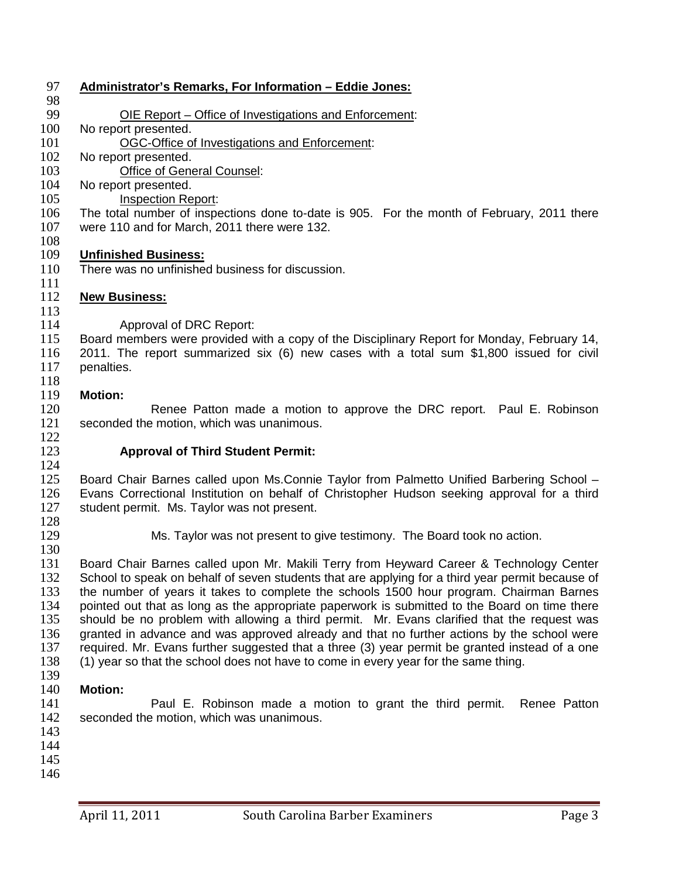**Administrator's Remarks, For Information – Eddie Jones:**

OIE Report – Office of Investigations and Enforcement:

No report presented.

OGC-Office of Investigations and Enforcement:

No report presented.

Office of General Counsel:

No report presented.

Inspection Report:

The total number of inspections done to-date is 905. For the month of February, 2011 there were 110 and for March, 2011 there were 132.

**Unfinished Business:**

There was no unfinished business for discussion.

**New Business:**

Approval of DRC Report:

Board members were provided with a copy of the Disciplinary Report for Monday, February 14, 2011. The report summarized six (6) new cases with a total sum $1,800 issued for civil penalties.

**Motion:**

Renee Patton made a motion to approve the DRC report. Paul E. Robinson seconded the motion, which was unanimous.

**Approval of Third Student Permit:**

Board Chair Barnes called upon Ms.Connie Taylor from Palmetto Unified Barbering School – Evans Correctional Institution on behalf of Christopher Hudson seeking approval for a third student permit. Ms. Taylor was not present.

Ms. Taylor was not present to give testimony. The Board took no action.

Board Chair Barnes called upon Mr. Makili Terry from Heyward Career & Technology Center School to speak on behalf of seven students that are applying for a third year permit because of the number of years it takes to complete the schools 1500 hour program. Chairman Barnes pointed out that as long as the appropriate paperwork is submitted to the Board on time there should be no problem with allowing a third permit. Mr. Evans clarified that the request was granted in advance and was approved already and that no further actions by the school were required. Mr. Evans further suggested that a three (3) year permit be granted instead of a one (1) year so that the school does not have to come in every year for the same thing.

**Motion:**

Paul E. Robinson made a motion to grant the third permit. Renee Patton seconded the motion, which was unanimous.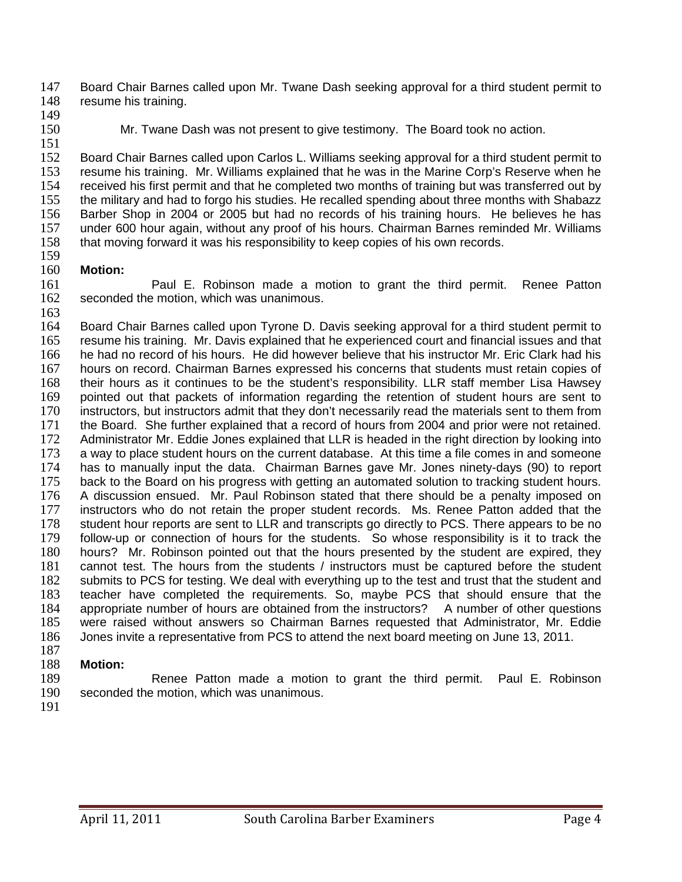Board Chair Barnes called upon Mr. Twane Dash seeking approval for a third student permit to resume his training.

Mr. Twane Dash was not present to give testimony. The Board took no action.

Board Chair Barnes called upon Carlos L. Williams seeking approval for a third student permit to resume his training. Mr. Williams explained that he was in the Marine Corp's Reserve when he received his first permit and that he completed two months of training but was transferred out by the military and had to forgo his studies. He recalled spending about three months with Shabazz Barber Shop in 2004 or 2005 but had no records of his training hours. He believes he has under 600 hour again, without any proof of his hours. Chairman Barnes reminded Mr. Williams that moving forward it was his responsibility to keep copies of his own records.

**Motion:**

Paul E. Robinson made a motion to grant the third permit. Renee Patton seconded the motion, which was unanimous.

Board Chair Barnes called upon Tyrone D. Davis seeking approval for a third student permit to resume his training. Mr. Davis explained that he experienced court and financial issues and that he had no record of his hours. He did however believe that his instructor Mr. Eric Clark had his hours on record. Chairman Barnes expressed his concerns that students must retain copies of their hours as it continues to be the student's responsibility. LLR staff member Lisa Hawsey pointed out that packets of information regarding the retention of student hours are sent to instructors, but instructors admit that they don't necessarily read the materials sent to them from the Board. She further explained that a record of hours from 2004 and prior were not retained. Administrator Mr. Eddie Jones explained that LLR is headed in the right direction by looking into a way to place student hours on the current database. At this time a file comes in and someone has to manually input the data. Chairman Barnes gave Mr. Jones ninety-days (90) to report back to the Board on his progress with getting an automated solution to tracking student hours. A discussion ensued. Mr. Paul Robinson stated that there should be a penalty imposed on instructors who do not retain the proper student records. Ms. Renee Patton added that the student hour reports are sent to LLR and transcripts go directly to PCS. There appears to be no follow-up or connection of hours for the students. So whose responsibility is it to track the hours? Mr. Robinson pointed out that the hours presented by the student are expired, they cannot test. The hours from the students / instructors must be captured before the student submits to PCS for testing. We deal with everything up to the test and trust that the student and teacher have completed the requirements. So, maybe PCS that should ensure that the appropriate number of hours are obtained from the instructors? A number of other questions were raised without answers so Chairman Barnes requested that Administrator, Mr. Eddie Jones invite a representative from PCS to attend the next board meeting on June 13, 2011.

**Motion:**

Renee Patton made a motion to grant the third permit. Paul E. Robinson seconded the motion, which was unanimous.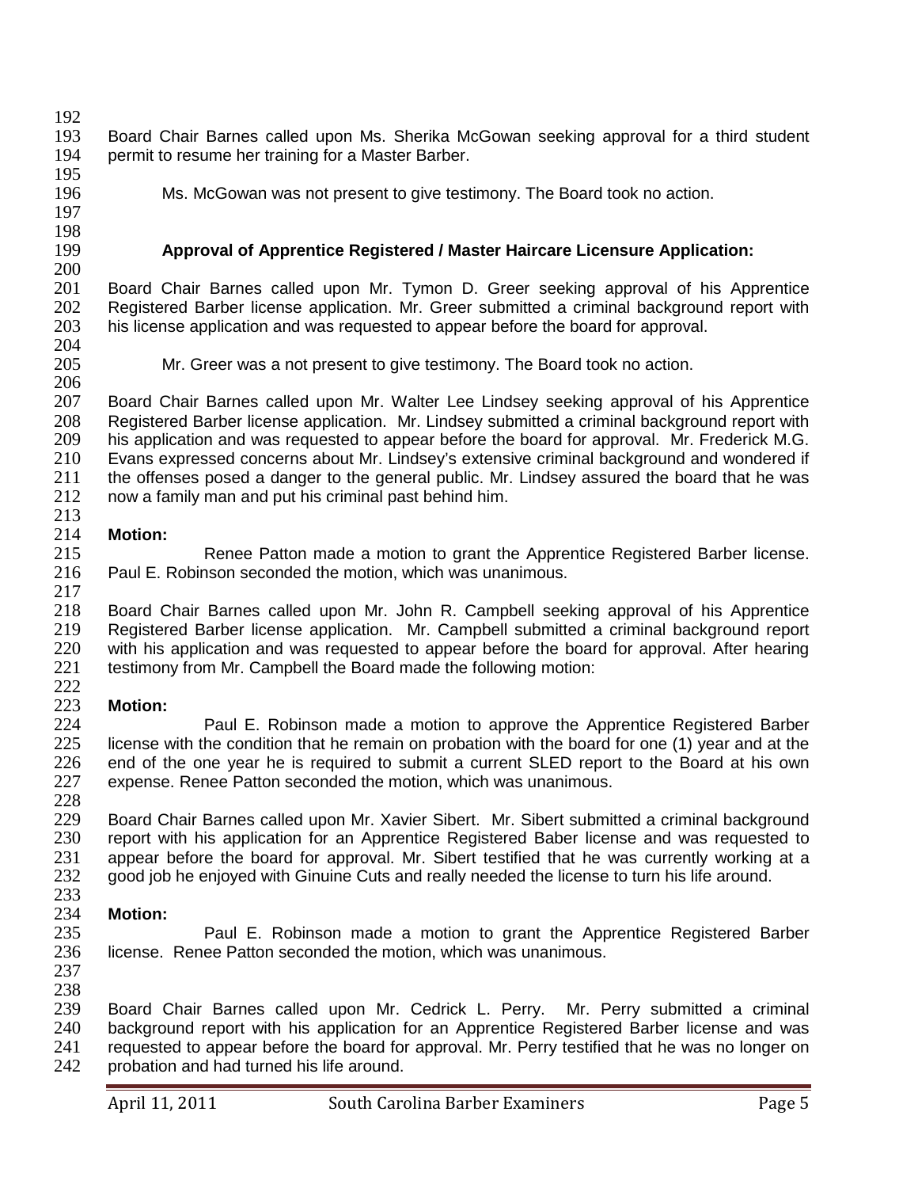Board Chair Barnes called upon Ms. Sherika McGowan seeking approval for a third student permit to resume her training for a Master Barber.

Ms. McGowan was not present to give testimony. The Board took no action.

**Approval of Apprentice Registered / Master Haircare Licensure Application:**

Board Chair Barnes called upon Mr. Tymon D. Greer seeking approval of his Apprentice Registered Barber license application. Mr. Greer submitted a criminal background report with his license application and was requested to appear before the board for approval.

Mr. Greer was a not present to give testimony. The Board took no action.

Board Chair Barnes called upon Mr. Walter Lee Lindsey seeking approval of his Apprentice Registered Barber license application. Mr. Lindsey submitted a criminal background report with his application and was requested to appear before the board for approval. Mr. Frederick M.G. Evans expressed concerns about Mr. Lindsey's extensive criminal background and wondered if the offenses posed a danger to the general public. Mr. Lindsey assured the board that he was now a family man and put his criminal past behind him.

**Motion:**

Renee Patton made a motion to grant the Apprentice Registered Barber license. Paul E. Robinson seconded the motion, which was unanimous.

Board Chair Barnes called upon Mr. John R. Campbell seeking approval of his Apprentice Registered Barber license application. Mr. Campbell submitted a criminal background report with his application and was requested to appear before the board for approval. After hearing testimony from Mr. Campbell the Board made the following motion:

**Motion:**

Paul E. Robinson made a motion to approve the Apprentice Registered Barber license with the condition that he remain on probation with the board for one (1) year and at the end of the one year he is required to submit a current SLED report to the Board at his own expense. Renee Patton seconded the motion, which was unanimous.

Board Chair Barnes called upon Mr. Xavier Sibert. Mr. Sibert submitted a criminal background report with his application for an Apprentice Registered Baber license and was requested to appear before the board for approval. Mr. Sibert testified that he was currently working at a good job he enjoyed with Ginuine Cuts and really needed the license to turn his life around.

**Motion:**

Paul E. Robinson made a motion to grant the Apprentice Registered Barber license. Renee Patton seconded the motion, which was unanimous.

Board Chair Barnes called upon Mr. Cedrick L. Perry. Mr. Perry submitted a criminal background report with his application for an Apprentice Registered Barber license and was requested to appear before the board for approval. Mr. Perry testified that he was no longer on probation and had turned his life around.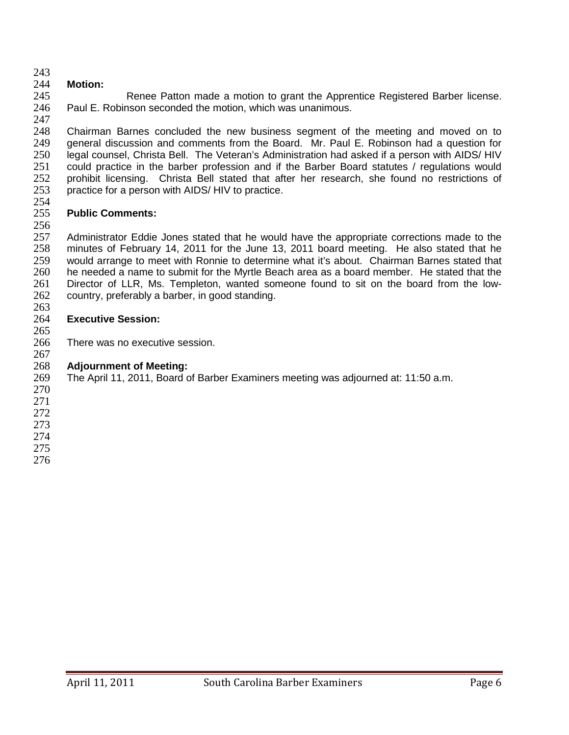**Motion:**

Renee Patton made a motion to grant the Apprentice Registered Barber license. Paul E. Robinson seconded the motion, which was unanimous.

Chairman Barnes concluded the new business segment of the meeting and moved on to general discussion and comments from the Board. Mr. Paul E. Robinson had a question for legal counsel, Christa Bell. The Veteran's Administration had asked if a person with AIDS/ HIV could practice in the barber profession and if the Barber Board statutes / regulations would prohibit licensing. Christa Bell stated that after her research, she found no restrictions of practice for a person with AIDS/ HIV to practice.

**Public Comments:**

Administrator Eddie Jones stated that he would have the appropriate corrections made to the minutes of February 14, 2011 for the June 13, 2011 board meeting. He also stated that he would arrange to meet with Ronnie to determine what it's about. Chairman Barnes stated that he needed a name to submit for the Myrtle Beach area as a board member. He stated that the Director of LLR, Ms. Templeton, wanted someone found to sit on the board from the low-country, preferably a barber, in good standing.

**Executive Session:**

There was no executive session.

**Adjournment of Meeting:**

The April 11, 2011, Board of Barber Examiners meeting was adjourned at: 11:50 a.m.